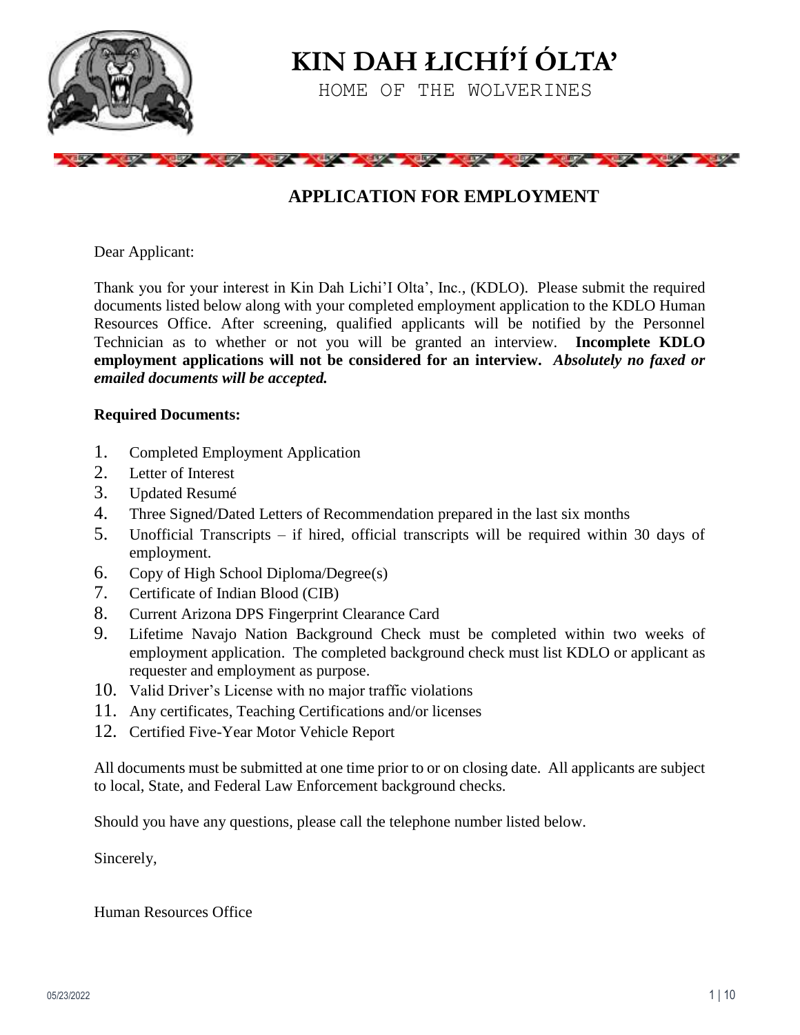# KIN DAH ŁICHÍ'Í ÓLTA'

HOME OF THE WOLVERINES

## APPLICATION FOR EMPLOYMENT

Dear Applicant:

Thank you for your interest in Kin Dah Lichi'I Olta', Inc., (KDLO). Please submit the required documents listed below along with your completed employment application to the KDLO Human Resources Office. After screening, qualified applicants will be notified by the Personnel Technician as to whether or not you will be granted an interview. **Incomplete KDLO employment applications will not be considered for an interview.** ***Absolutely no faxed or emailed documents will be accepted.***

**Required Documents:**

1. Completed Employment Application
2. Letter of Interest
3. Updated Resumé
4. Three Signed/Dated Letters of Recommendation prepared in the last six months
5. Unofficial Transcripts – if hired, official transcripts will be required within 30 days of employment.
6. Copy of High School Diploma/Degree(s)
7. Certificate of Indian Blood (CIB)
8. Current Arizona DPS Fingerprint Clearance Card
9. Lifetime Navajo Nation Background Check must be completed within two weeks of employment application. The completed background check must list KDLO or applicant as requester and employment as purpose.
10. Valid Driver's License with no major traffic violations
11. Any certificates, Teaching Certifications and/or licenses
12. Certified Five-Year Motor Vehicle Report

All documents must be submitted at one time prior to or on closing date. All applicants are subject to local, State, and Federal Law Enforcement background checks.

Should you have any questions, please call the telephone number listed below.

Sincerely,

Human Resources Office

05/23/2022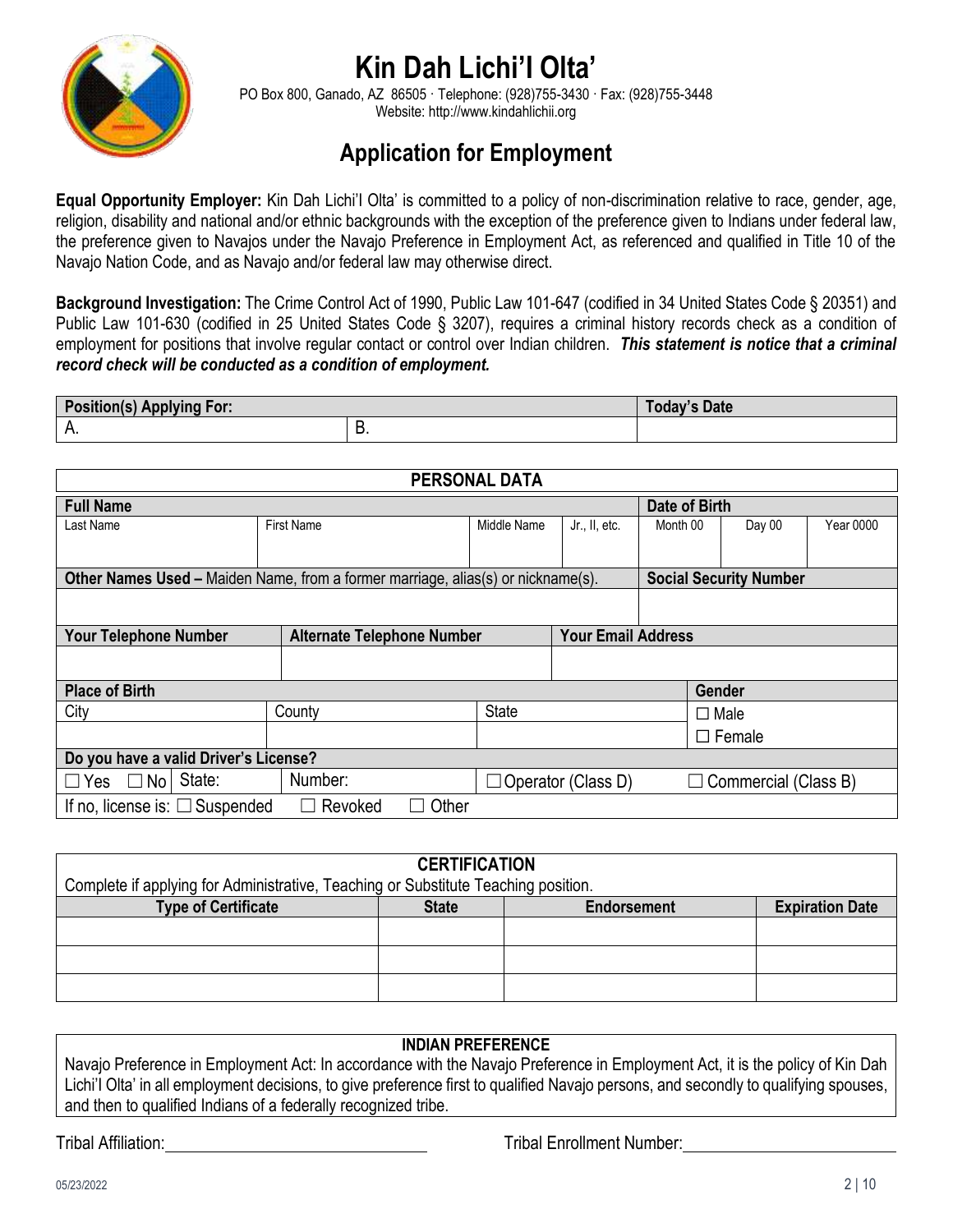# Kin Dah Lichi'I Olta'

PO Box 800, Ganado, AZ 86505 · Telephone: (928)755-3430 · Fax: (928)755-3448
Website: http://www.kindahlichii.org

## Application for Employment

**Equal Opportunity Employer:** Kin Dah Lichi'I Olta' is committed to a policy of non-discrimination relative to race, gender, age, religion, disability and national and/or ethnic backgrounds with the exception of the preference given to Indians under federal law, the preference given to Navajos under the Navajo Preference in Employment Act, as referenced and qualified in Title 10 of the Navajo Nation Code, and as Navajo and/or federal law may otherwise direct.

**Background Investigation:** The Crime Control Act of 1990, Public Law 101-647 (codified in 34 United States Code § 20351) and Public Law 101-630 (codified in 25 United States Code § 3207), requires a criminal history records check as a condition of employment for positions that involve regular contact or control over Indian children. ***This statement is notice that a criminal record check will be conducted as a condition of employment.***

| Position(s) Applying For: | | Today's Date |
|---|---|---|
| A. | B. | |

| PERSONAL DATA | | | | | | | |
|---|---|---|---|---|---|---|---|
| **Full Name** | | | | **Date of Birth** | | | |
| Last Name | First Name | Middle Name | Jr., II, etc. | Month 00 | Day 00 | Year 0000 | |
| **Other Names Used –** Maiden Name, from a former marriage, alias(s) or nickname(s). | | | | **Social Security Number** | | | |
| | | | | | | | |
| **Your Telephone Number** | **Alternate Telephone Number** | | **Your Email Address** | | | | |
| | | | | | | | |
| **Place of Birth** | | | | **Gender** | | | |
| City | County | State | | ☐ Male ☐ Female | | | |
| **Do you have a valid Driver's License?** | | | | | | | |
| ☐ Yes ☐ No | State: | Number: | ☐ Operator (Class D) | ☐ Commercial (Class B) | | | |
| If no, license is: ☐ Suspended | ☐ Revoked | ☐ Other | | | | | |

**CERTIFICATION**

Complete if applying for Administrative, Teaching or Substitute Teaching position.

| Type of Certificate | State | Endorsement | Expiration Date |
|---|---|---|---|
| | | | |
| | | | |
| | | | |

**INDIAN PREFERENCE**

Navajo Preference in Employment Act: In accordance with the Navajo Preference in Employment Act, it is the policy of Kin Dah Lichi'I Olta' in all employment decisions, to give preference first to qualified Navajo persons, and secondly to qualifying spouses, and then to qualified Indians of a federally recognized tribe.

Tribal Affiliation: ______________________ Tribal Enrollment Number: ______________________

05/23/2022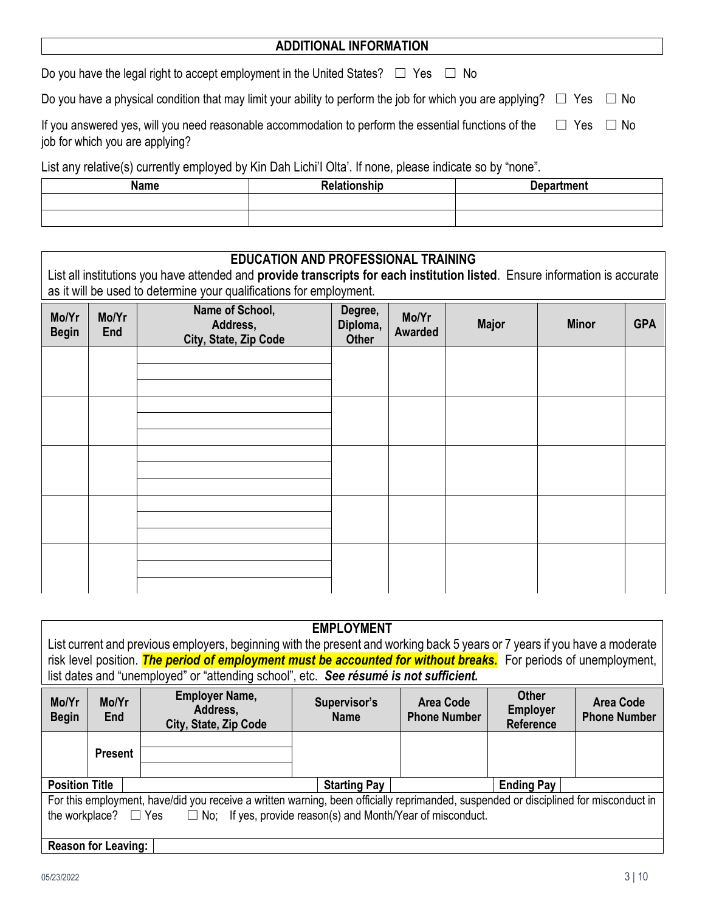## ADDITIONAL INFORMATION

Do you have the legal right to accept employment in the United States? ☐ Yes ☐ No

Do you have a physical condition that may limit your ability to perform the job for which you are applying? ☐ Yes ☐ No

If you answered yes, will you need reasonable accommodation to perform the essential functions of the job for which you are applying? ☐ Yes ☐ No

List any relative(s) currently employed by Kin Dah Lichi'I Olta'. If none, please indicate so by "none".

| Name | Relationship | Department |
|---|---|---|
| | | |
| | | |

## EDUCATION AND PROFESSIONAL TRAINING

List all institutions you have attended and **provide transcripts for each institution listed**. Ensure information is accurate as it will be used to determine your qualifications for employment.

| Mo/Yr Begin | Mo/Yr End | Name of School, Address, City, State, Zip Code | Degree, Diploma, Other | Mo/Yr Awarded | Major | Minor | GPA |
|---|---|---|---|---|---|---|---|
| | | | | | | | |
| | | | | | | | |
| | | | | | | | |
| | | | | | | | |
| | | | | | | | |

## EMPLOYMENT

List current and previous employers, beginning with the present and working back 5 years or 7 years if you have a moderate risk level position. ***The period of employment must be accounted for without breaks.*** For periods of unemployment, list dates and "unemployed" or "attending school", etc. ***See résumé is not sufficient.***

| Mo/Yr Begin | Mo/Yr End | Employer Name, Address, City, State, Zip Code | Supervisor's Name | Area Code Phone Number | Other Employer Reference | Area Code Phone Number |
|---|---|---|---|---|---|---|
| | Present | | | | | |
| **Position Title** | | | **Starting Pay** | | **Ending Pay** | |

For this employment, have/did you receive a written warning, been officially reprimanded, suspended or disciplined for misconduct in the workplace? ☐ Yes ☐ No; If yes, provide reason(s) and Month/Year of misconduct.

**Reason for Leaving:**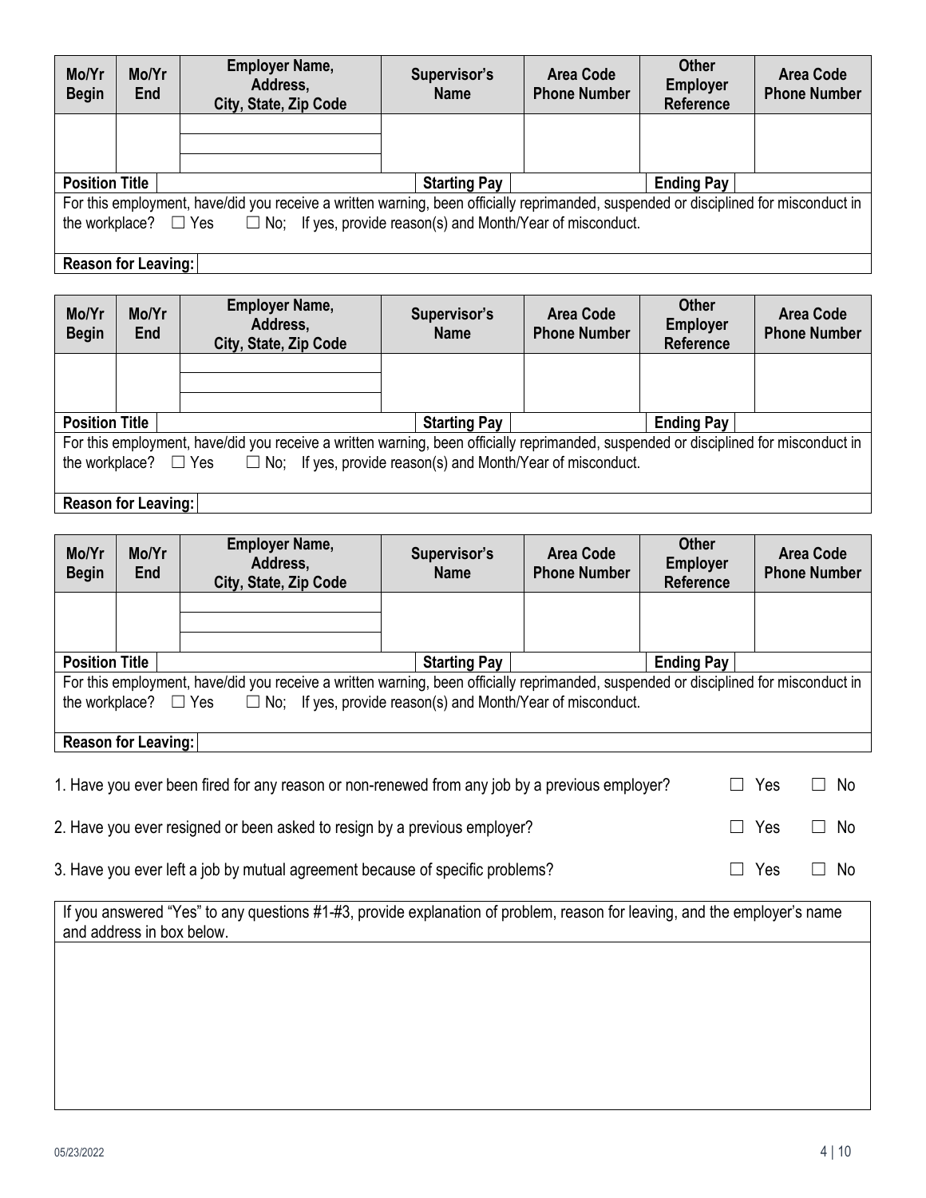| Mo/Yr Begin | Mo/Yr End | Employer Name, Address, City, State, Zip Code | Supervisor's Name | Area Code Phone Number | Other Employer Reference | Area Code Phone Number |
|---|---|---|---|---|---|---|
| | | | | | | |
| | | | | | | |
| | | | | | | |
| **Position Title** | | | **Starting Pay** | | **Ending Pay** | |

For this employment, have/did you receive a written warning, been officially reprimanded, suspended or disciplined for misconduct in the workplace? ☐ Yes ☐ No; If yes, provide reason(s) and Month/Year of misconduct.

**Reason for Leaving:**

| Mo/Yr Begin | Mo/Yr End | Employer Name, Address, City, State, Zip Code | Supervisor's Name | Area Code Phone Number | Other Employer Reference | Area Code Phone Number |
|---|---|---|---|---|---|---|
| | | | | | | |
| | | | | | | |
| | | | | | | |
| **Position Title** | | | **Starting Pay** | | **Ending Pay** | |

For this employment, have/did you receive a written warning, been officially reprimanded, suspended or disciplined for misconduct in the workplace? ☐ Yes ☐ No; If yes, provide reason(s) and Month/Year of misconduct.

**Reason for Leaving:**

| Mo/Yr Begin | Mo/Yr End | Employer Name, Address, City, State, Zip Code | Supervisor's Name | Area Code Phone Number | Other Employer Reference | Area Code Phone Number |
|---|---|---|---|---|---|---|
| | | | | | | |
| | | | | | | |
| | | | | | | |
| **Position Title** | | | **Starting Pay** | | **Ending Pay** | |

For this employment, have/did you receive a written warning, been officially reprimanded, suspended or disciplined for misconduct in the workplace? ☐ Yes ☐ No; If yes, provide reason(s) and Month/Year of misconduct.

**Reason for Leaving:**

1. Have you ever been fired for any reason or non-renewed from any job by a previous employer? ☐ Yes ☐ No

2. Have you ever resigned or been asked to resign by a previous employer? ☐ Yes ☐ No

3. Have you ever left a job by mutual agreement because of specific problems? ☐ Yes ☐ No

If you answered "Yes" to any questions #1-#3, provide explanation of problem, reason for leaving, and the employer's name and address in box below.

05/23/2022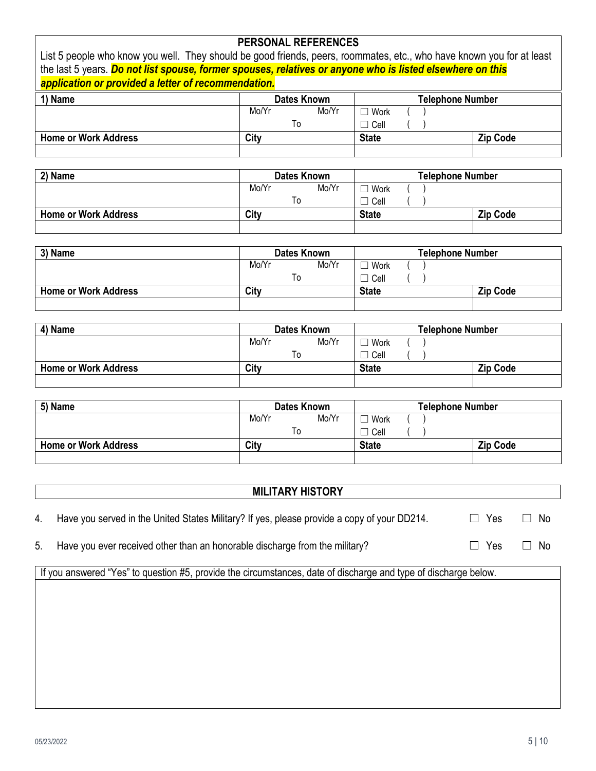## PERSONAL REFERENCES

List 5 people who know you well. They should be good friends, peers, roommates, etc., who have known you for at least the last 5 years. ***Do not list spouse, former spouses, relatives or anyone who is listed elsewhere on this application or provided a letter of recommendation.***

| 1) Name | Dates Known | Telephone Number | |
|---|---|---|---|
| | Mo/Yr To Mo/Yr | ☐ Work ( ) ☐ Cell ( ) | |
| **Home or Work Address** | **City** | **State** | **Zip Code** |
| | | | |

| 2) Name | Dates Known | Telephone Number | |
|---|---|---|---|
| | Mo/Yr To Mo/Yr | ☐ Work ( ) ☐ Cell ( ) | |
| **Home or Work Address** | **City** | **State** | **Zip Code** |
| | | | |

| 3) Name | Dates Known | Telephone Number | |
|---|---|---|---|
| | Mo/Yr To Mo/Yr | ☐ Work ( ) ☐ Cell ( ) | |
| **Home or Work Address** | **City** | **State** | **Zip Code** |
| | | | |

| 4) Name | Dates Known | Telephone Number | |
|---|---|---|---|
| | Mo/Yr To Mo/Yr | ☐ Work ( ) ☐ Cell ( ) | |
| **Home or Work Address** | **City** | **State** | **Zip Code** |
| | | | |

| 5) Name | Dates Known | Telephone Number | |
|---|---|---|---|
| | Mo/Yr To Mo/Yr | ☐ Work ( ) ☐ Cell ( ) | |
| **Home or Work Address** | **City** | **State** | **Zip Code** |
| | | | |

## MILITARY HISTORY

4. Have you served in the United States Military? If yes, please provide a copy of your DD214. ☐ Yes ☐ No

5. Have you ever received other than an honorable discharge from the military? ☐ Yes ☐ No

| If you answered "Yes" to question #5, provide the circumstances, date of discharge and type of discharge below. |
|---|
| |

05/23/2022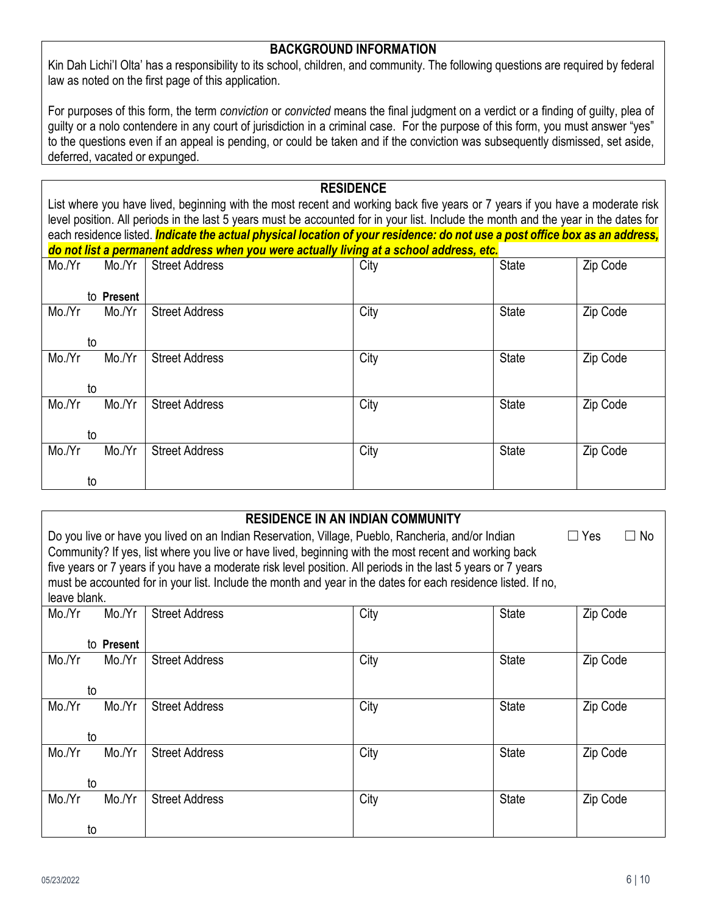## BACKGROUND INFORMATION

Kin Dah Lichi'I Olta' has a responsibility to its school, children, and community. The following questions are required by federal law as noted on the first page of this application.

For purposes of this form, the term *conviction* or *convicted* means the final judgment on a verdict or a finding of guilty, plea of guilty or a nolo contendere in any court of jurisdiction in a criminal case. For the purpose of this form, you must answer "yes" to the questions even if an appeal is pending, or could be taken and if the conviction was subsequently dismissed, set aside, deferred, vacated or expunged.

## RESIDENCE

List where you have lived, beginning with the most recent and working back five years or 7 years if you have a moderate risk level position. All periods in the last 5 years must be accounted for in your list. Include the month and the year in the dates for each residence listed. ***Indicate the actual physical location of your residence: do not use a post office box as an address, do not list a permanent address when you were actually living at a school address, etc.***

| Mo./Yr to Mo./Yr | Street Address | City | State | Zip Code |
|---|---|---|---|---|
| Mo./Yr to **Present** | | | | |
| Mo./Yr to Mo./Yr | | | | |
| Mo./Yr to Mo./Yr | | | | |
| Mo./Yr to Mo./Yr | | | | |
| Mo./Yr to Mo./Yr | | | | |

## RESIDENCE IN AN INDIAN COMMUNITY

Do you live or have you lived on an Indian Reservation, Village, Pueblo, Rancheria, and/or Indian Community? If yes, list where you live or have lived, beginning with the most recent and working back five years or 7 years if you have a moderate risk level position. All periods in the last 5 years or 7 years must be accounted for in your list. Include the month and year in the dates for each residence listed. If no, leave blank. ☐ Yes ☐ No

| Mo./Yr to Mo./Yr | Street Address | City | State | Zip Code |
|---|---|---|---|---|
| Mo./Yr to **Present** | | | | |
| Mo./Yr to Mo./Yr | | | | |
| Mo./Yr to Mo./Yr | | | | |
| Mo./Yr to Mo./Yr | | | | |
| Mo./Yr to Mo./Yr | | | | |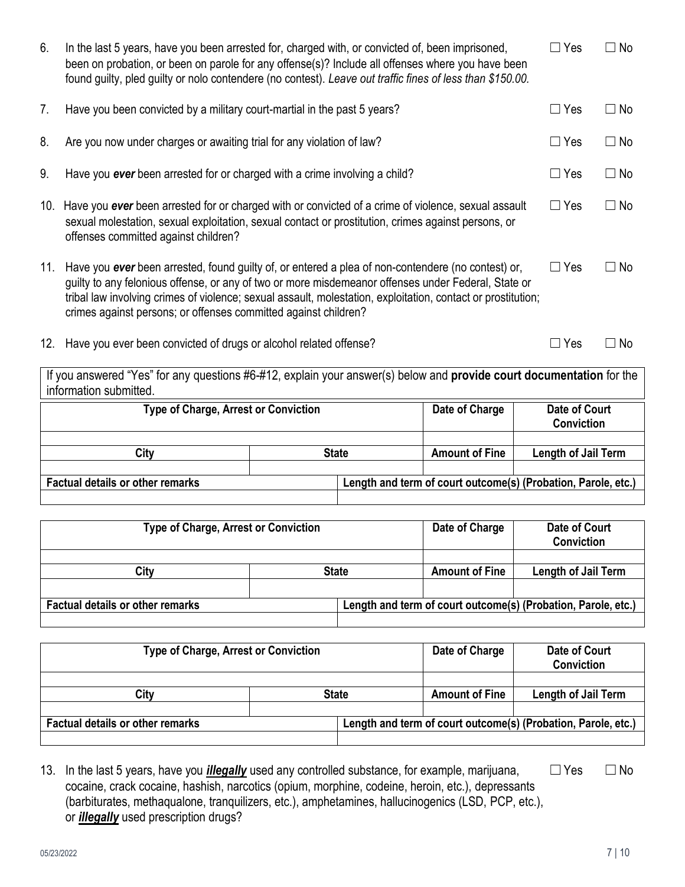6. In the last 5 years, have you been arrested for, charged with, or convicted of, been imprisoned, been on probation, or been on parole for any offense(s)? Include all offenses where you have been found guilty, pled guilty or nolo contendere (no contest). *Leave out traffic fines of less than $150.00.* ☐ Yes ☐ No

7. Have you been convicted by a military court-martial in the past 5 years? ☐ Yes ☐ No

8. Are you now under charges or awaiting trial for any violation of law? ☐ Yes ☐ No

9. Have you ***ever*** been arrested for or charged with a crime involving a child? ☐ Yes ☐ No

10. Have you ***ever*** been arrested for or charged with or convicted of a crime of violence, sexual assault sexual molestation, sexual exploitation, sexual contact or prostitution, crimes against persons, or offenses committed against children? ☐ Yes ☐ No

11. Have you ***ever*** been arrested, found guilty of, or entered a plea of non-contendere (no contest) or, guilty to any felonious offense, or any of two or more misdemeanor offenses under Federal, State or tribal law involving crimes of violence; sexual assault, molestation, exploitation, contact or prostitution; crimes against persons; or offenses committed against children? ☐ Yes ☐ No

12. Have you ever been convicted of drugs or alcohol related offense? ☐ Yes ☐ No

If you answered "Yes" for any questions #6-#12, explain your answer(s) below and **provide court documentation** for the information submitted.

| Type of Charge, Arrest or Conviction | | Date of Charge | Date of Court Conviction |
|---|---|---|---|
| | | | |
| **City** | **State** | **Amount of Fine** | **Length of Jail Term** |
| | | | |
| **Factual details or other remarks** | **Length and term of court outcome(s) (Probation, Parole, etc.)** | | |
| | | | |

| Type of Charge, Arrest or Conviction | | Date of Charge | Date of Court Conviction |
|---|---|---|---|
| | | | |
| **City** | **State** | **Amount of Fine** | **Length of Jail Term** |
| | | | |
| **Factual details or other remarks** | **Length and term of court outcome(s) (Probation, Parole, etc.)** | | |
| | | | |

| Type of Charge, Arrest or Conviction | | Date of Charge | Date of Court Conviction |
|---|---|---|---|
| | | | |
| **City** | **State** | **Amount of Fine** | **Length of Jail Term** |
| | | | |
| **Factual details or other remarks** | **Length and term of court outcome(s) (Probation, Parole, etc.)** | | |
| | | | |

13. In the last 5 years, have you ***illegally*** used any controlled substance, for example, marijuana, cocaine, crack cocaine, hashish, narcotics (opium, morphine, codeine, heroin, etc.), depressants (barbiturates, methaqualone, tranquilizers, etc.), amphetamines, hallucinogenics (LSD, PCP, etc.), or ***illegally*** used prescription drugs? ☐ Yes ☐ No

05/23/2022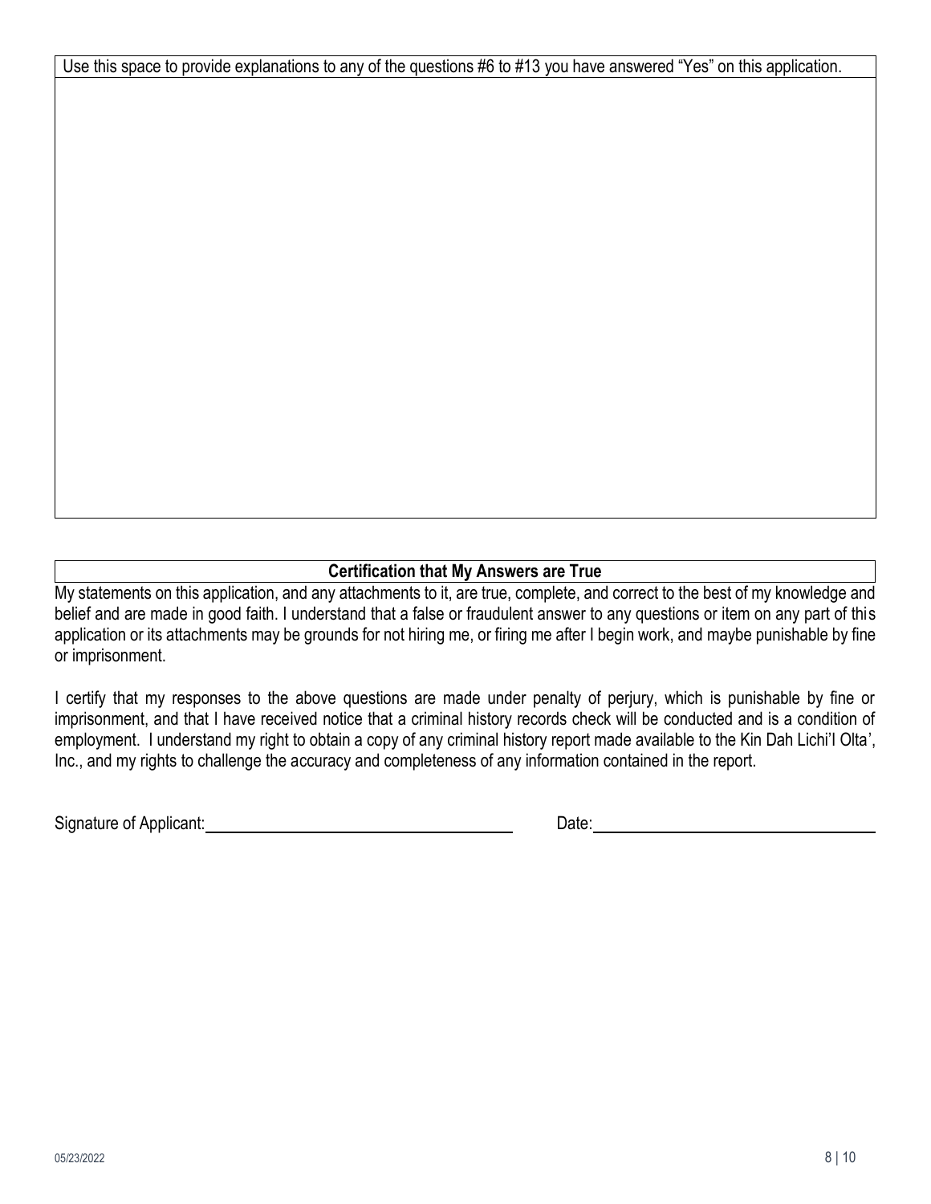| Use this space to provide explanations to any of the questions #6 to #13 you have answered "Yes" on this application. |
| --- |
| |

**Certification that My Answers are True**

My statements on this application, and any attachments to it, are true, complete, and correct to the best of my knowledge and belief and are made in good faith. I understand that a false or fraudulent answer to any questions or item on any part of this application or its attachments may be grounds for not hiring me, or firing me after I begin work, and maybe punishable by fine or imprisonment.

I certify that my responses to the above questions are made under penalty of perjury, which is punishable by fine or imprisonment, and that I have received notice that a criminal history records check will be conducted and is a condition of employment. I understand my right to obtain a copy of any criminal history report made available to the Kin Dah Lichi'l Olta', Inc., and my rights to challenge the accuracy and completeness of any information contained in the report.

Signature of Applicant:\_\_\_\_\_\_\_\_\_\_\_\_\_\_\_\_\_\_\_\_\_\_\_\_\_\_\_\_\_\_ Date:\_\_\_\_\_\_\_\_\_\_\_\_\_\_\_\_\_\_\_\_\_\_\_\_\_\_\_\_\_\_

05/23/2022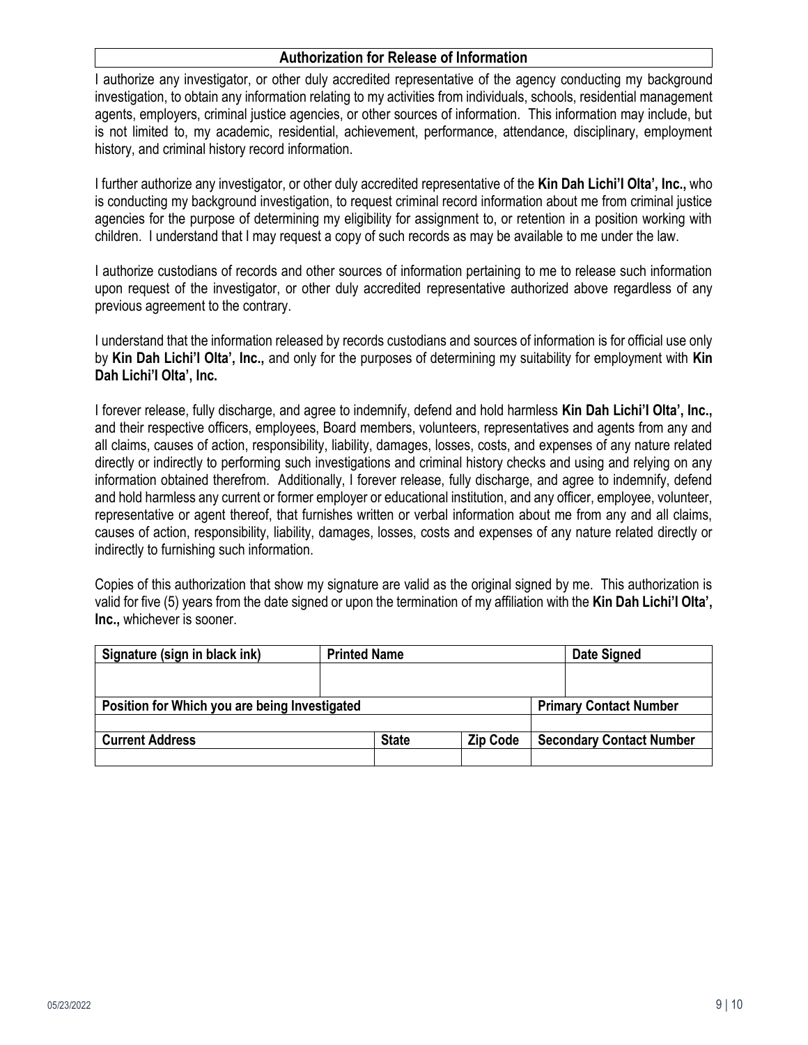## Authorization for Release of Information

I authorize any investigator, or other duly accredited representative of the agency conducting my background investigation, to obtain any information relating to my activities from individuals, schools, residential management agents, employers, criminal justice agencies, or other sources of information. This information may include, but is not limited to, my academic, residential, achievement, performance, attendance, disciplinary, employment history, and criminal history record information.

I further authorize any investigator, or other duly accredited representative of the **Kin Dah Lichi'l Olta', Inc.,** who is conducting my background investigation, to request criminal record information about me from criminal justice agencies for the purpose of determining my eligibility for assignment to, or retention in a position working with children. I understand that I may request a copy of such records as may be available to me under the law.

I authorize custodians of records and other sources of information pertaining to me to release such information upon request of the investigator, or other duly accredited representative authorized above regardless of any previous agreement to the contrary.

I understand that the information released by records custodians and sources of information is for official use only by **Kin Dah Lichi'l Olta', Inc.,** and only for the purposes of determining my suitability for employment with **Kin Dah Lichi'l Olta', Inc.**

I forever release, fully discharge, and agree to indemnify, defend and hold harmless **Kin Dah Lichi'l Olta', Inc.,** and their respective officers, employees, Board members, volunteers, representatives and agents from any and all claims, causes of action, responsibility, liability, damages, losses, costs, and expenses of any nature related directly or indirectly to performing such investigations and criminal history checks and using and relying on any information obtained therefrom. Additionally, I forever release, fully discharge, and agree to indemnify, defend and hold harmless any current or former employer or educational institution, and any officer, employee, volunteer, representative or agent thereof, that furnishes written or verbal information about me from any and all claims, causes of action, responsibility, liability, damages, losses, costs and expenses of any nature related directly or indirectly to furnishing such information.

Copies of this authorization that show my signature are valid as the original signed by me. This authorization is valid for five (5) years from the date signed or upon the termination of my affiliation with the **Kin Dah Lichi'l Olta', Inc.,** whichever is sooner.

| Signature (sign in black ink) | Printed Name | | Date Signed |
|---|---|---|---|
| | | | |
| **Position for Which you are being Investigated** | | | **Primary Contact Number** |
| | | | |
| **Current Address** | **State** | **Zip Code** | **Secondary Contact Number** |
| | | | |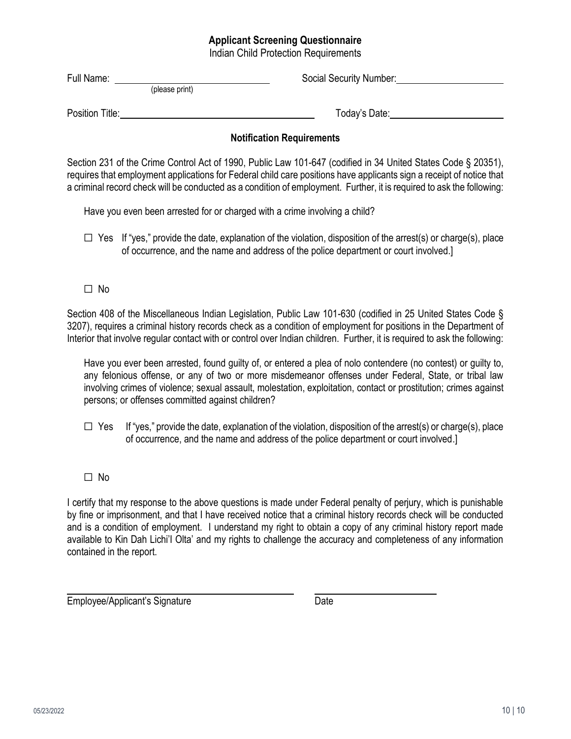## Applicant Screening Questionnaire

Indian Child Protection Requirements

Full Name: ______________________ Social Security Number: ______________________
(please print)

Position Title: ______________________ Today's Date: ______________________

### Notification Requirements

Section 231 of the Crime Control Act of 1990, Public Law 101-647 (codified in 34 United States Code § 20351), requires that employment applications for Federal child care positions have applicants sign a receipt of notice that a criminal record check will be conducted as a condition of employment. Further, it is required to ask the following:

Have you even been arrested for or charged with a crime involving a child?

☐ Yes If "yes," provide the date, explanation of the violation, disposition of the arrest(s) or charge(s), place of occurrence, and the name and address of the police department or court involved.]

☐ No

Section 408 of the Miscellaneous Indian Legislation, Public Law 101-630 (codified in 25 United States Code § 3207), requires a criminal history records check as a condition of employment for positions in the Department of Interior that involve regular contact with or control over Indian children. Further, it is required to ask the following:

Have you ever been arrested, found guilty of, or entered a plea of nolo contendere (no contest) or guilty to, any felonious offense, or any of two or more misdemeanor offenses under Federal, State, or tribal law involving crimes of violence; sexual assault, molestation, exploitation, contact or prostitution; crimes against persons; or offenses committed against children?

☐ Yes If "yes," provide the date, explanation of the violation, disposition of the arrest(s) or charge(s), place of occurrence, and the name and address of the police department or court involved.]

☐ No

I certify that my response to the above questions is made under Federal penalty of perjury, which is punishable by fine or imprisonment, and that I have received notice that a criminal history records check will be conducted and is a condition of employment. I understand my right to obtain a copy of any criminal history report made available to Kin Dah Lichi'I Olta' and my rights to challenge the accuracy and completeness of any information contained in the report.

______________________ ______________________
Employee/Applicant's Signature Date

05/23/2022